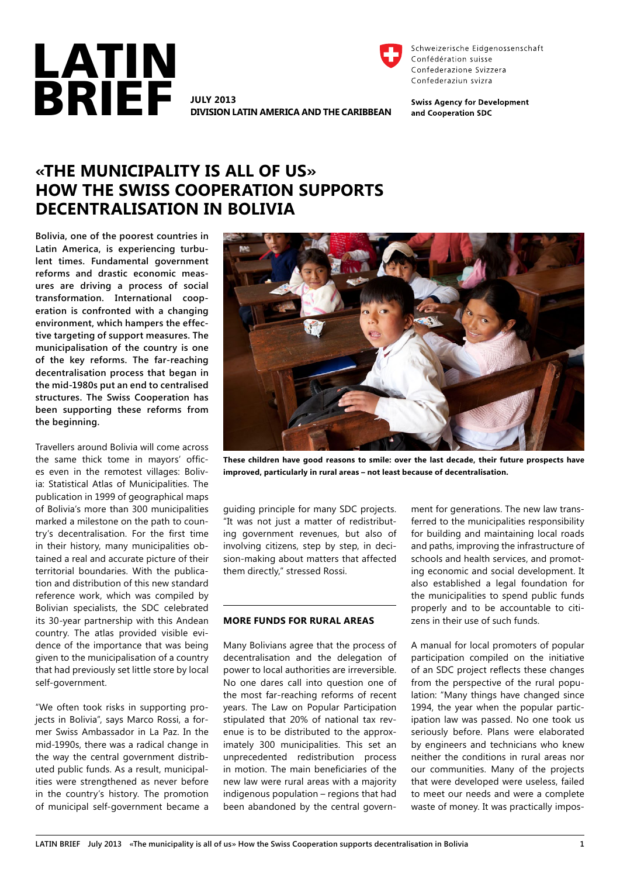# LATIN BRIEF

**JULY 2013**
**DIVISION LATIN AMERICA AND THE CARIBBEAN**

Schweizerische Eidgenossenschaft
Confédération suisse
Confederazione Svizzera
Confederaziun svizra

**Swiss Agency for Development and Cooperation SDC**

## «THE MUNICIPALITY IS ALL OF US» HOW THE SWISS COOPERATION SUPPORTS DECENTRALISATION IN BOLIVIA

**Bolivia, one of the poorest countries in Latin America, is experiencing turbulent times. Fundamental government reforms and drastic economic measures are driving a process of social transformation. International cooperation is confronted with a changing environment, which hampers the effective targeting of support measures. The municipalisation of the country is one of the key reforms. The far-reaching decentralisation process that began in the mid-1980s put an end to centralised structures. The Swiss Cooperation has been supporting these reforms from the beginning.**

Travellers around Bolivia will come across the same thick tome in mayors' offices even in the remotest villages: Bolivia: Statistical Atlas of Municipalities. The publication in 1999 of geographical maps of Bolivia's more than 300 municipalities marked a milestone on the path to country's decentralisation. For the first time in their history, many municipalities obtained a real and accurate picture of their territorial boundaries. With the publication and distribution of this new standard reference work, which was compiled by Bolivian specialists, the SDC celebrated its 30-year partnership with this Andean country. The atlas provided visible evidence of the importance that was being given to the municipalisation of a country that had previously set little store by local self-government.

"We often took risks in supporting projects in Bolivia", says Marco Rossi, a former Swiss Ambassador in La Paz. In the mid-1990s, there was a radical change in the way the central government distributed public funds. As a result, municipalities were strengthened as never before in the country's history. The promotion of municipal self-government became a guiding principle for many SDC projects. "It was not just a matter of redistributing government revenues, but also of involving citizens, step by step, in decision-making about matters that affected them directly," stressed Rossi.

**These children have good reasons to smile: over the last decade, their future prospects have improved, particularly in rural areas – not least because of decentralisation.**

### MORE FUNDS FOR RURAL AREAS

Many Bolivians agree that the process of decentralisation and the delegation of power to local authorities are irreversible. No one dares call into question one of the most far-reaching reforms of recent years. The Law on Popular Participation stipulated that 20% of national tax revenue is to be distributed to the approximately 300 municipalities. This set an unprecedented redistribution process in motion. The main beneficiaries of the new law were rural areas with a majority indigenous population – regions that had been abandoned by the central government for generations. The new law transferred to the municipalities responsibility for building and maintaining local roads and paths, improving the infrastructure of schools and health services, and promoting economic and social development. It also established a legal foundation for the municipalities to spend public funds properly and to be accountable to citizens in their use of such funds.

A manual for local promoters of popular participation compiled on the initiative of an SDC project reflects these changes from the perspective of the rural population: "Many things have changed since 1994, the year when the popular participation law was passed. No one took us seriously before. Plans were elaborated by engineers and technicians who knew neither the conditions in rural areas nor our communities. Many of the projects that were developed were useless, failed to meet our needs and were a complete waste of money. It was practically impos-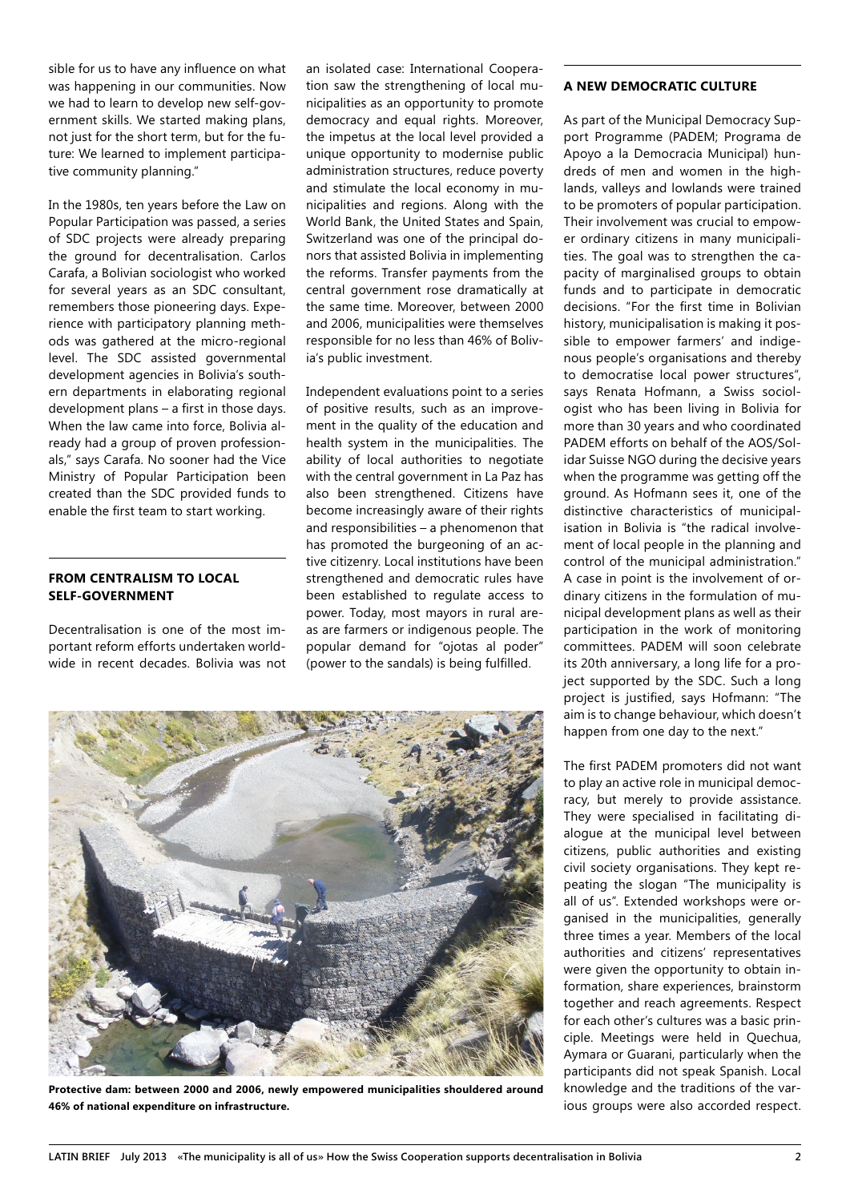sible for us to have any influence on what was happening in our communities. Now we had to learn to develop new self-government skills. We started making plans, not just for the short term, but for the future: We learned to implement participative community planning."

In the 1980s, ten years before the Law on Popular Participation was passed, a series of SDC projects were already preparing the ground for decentralisation. Carlos Carafa, a Bolivian sociologist who worked for several years as an SDC consultant, remembers those pioneering days. Experience with participatory planning methods was gathered at the micro-regional level. The SDC assisted governmental development agencies in Bolivia's southern departments in elaborating regional development plans – a first in those days. When the law came into force, Bolivia already had a group of proven professionals," says Carafa. No sooner had the Vice Ministry of Popular Participation been created than the SDC provided funds to enable the first team to start working.

## FROM CENTRALISM TO LOCAL SELF-GOVERNMENT

Decentralisation is one of the most important reform efforts undertaken worldwide in recent decades. Bolivia was not an isolated case: International Cooperation saw the strengthening of local municipalities as an opportunity to promote democracy and equal rights. Moreover, the impetus at the local level provided a unique opportunity to modernise public administration structures, reduce poverty and stimulate the local economy in municipalities and regions. Along with the World Bank, the United States and Spain, Switzerland was one of the principal donors that assisted Bolivia in implementing the reforms. Transfer payments from the central government rose dramatically at the same time. Moreover, between 2000 and 2006, municipalities were themselves responsible for no less than 46% of Bolivia's public investment.

Independent evaluations point to a series of positive results, such as an improvement in the quality of the education and health system in the municipalities. The ability of local authorities to negotiate with the central government in La Paz has also been strengthened. Citizens have become increasingly aware of their rights and responsibilities – a phenomenon that has promoted the burgeoning of an active citizenry. Local institutions have been strengthened and democratic rules have been established to regulate access to power. Today, most mayors in rural areas are farmers or indigenous people. The popular demand for "ojotas al poder" (power to the sandals) is being fulfilled.

**Protective dam: between 2000 and 2006, newly empowered municipalities shouldered around 46% of national expenditure on infrastructure.**

## A NEW DEMOCRATIC CULTURE

As part of the Municipal Democracy Support Programme (PADEM; Programa de Apoyo a la Democracia Municipal) hundreds of men and women in the highlands, valleys and lowlands were trained to be promoters of popular participation. Their involvement was crucial to empower ordinary citizens in many municipalities. The goal was to strengthen the capacity of marginalised groups to obtain funds and to participate in democratic decisions. "For the first time in Bolivian history, municipalisation is making it possible to empower farmers' and indigenous people's organisations and thereby to democratise local power structures", says Renata Hofmann, a Swiss sociologist who has been living in Bolivia for more than 30 years and who coordinated PADEM efforts on behalf of the AOS/Solidar Suisse NGO during the decisive years when the programme was getting off the ground. As Hofmann sees it, one of the distinctive characteristics of municipalisation in Bolivia is "the radical involvement of local people in the planning and control of the municipal administration." A case in point is the involvement of ordinary citizens in the formulation of municipal development plans as well as their participation in the work of monitoring committees. PADEM will soon celebrate its 20th anniversary, a long life for a project supported by the SDC. Such a long project is justified, says Hofmann: "The aim is to change behaviour, which doesn't happen from one day to the next."

The first PADEM promoters did not want to play an active role in municipal democracy, but merely to provide assistance. They were specialised in facilitating dialogue at the municipal level between citizens, public authorities and existing civil society organisations. They kept repeating the slogan "The municipality is all of us". Extended workshops were organised in the municipalities, generally three times a year. Members of the local authorities and citizens' representatives were given the opportunity to obtain information, share experiences, brainstorm together and reach agreements. Respect for each other's cultures was a basic principle. Meetings were held in Quechua, Aymara or Guarani, particularly when the participants did not speak Spanish. Local knowledge and the traditions of the various groups were also accorded respect.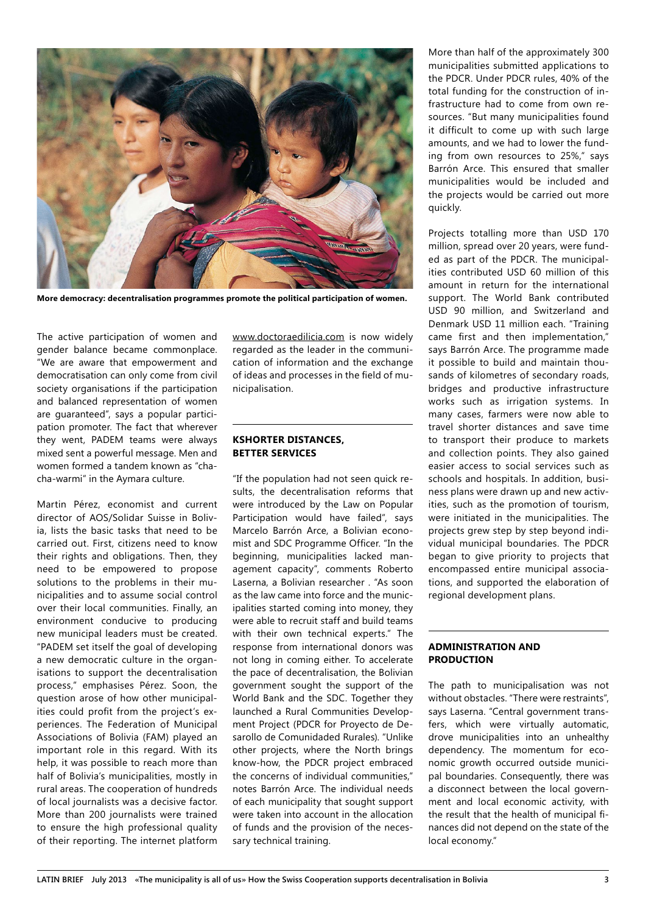More democracy: decentralisation programmes promote the political participation of women.

The active participation of women and gender balance became commonplace. "We are aware that empowerment and democratisation can only come from civil society organisations if the participation and balanced representation of women are guaranteed", says a popular participation promoter. The fact that wherever they went, PADEM teams were always mixed sent a powerful message. Men and women formed a tandem known as "chacha-warmi" in the Aymara culture.

Martin Pérez, economist and current director of AOS/Solidar Suisse in Bolivia, lists the basic tasks that need to be carried out. First, citizens need to know their rights and obligations. Then, they need to be empowered to propose solutions to the problems in their municipalities and to assume social control over their local communities. Finally, an environment conducive to producing new municipal leaders must be created. "PADEM set itself the goal of developing a new democratic culture in the organisations to support the decentralisation process," emphasises Pérez. Soon, the question arose of how other municipalities could profit from the project's experiences. The Federation of Municipal Associations of Bolivia (FAM) played an important role in this regard. With its help, it was possible to reach more than half of Bolivia's municipalities, mostly in rural areas. The cooperation of hundreds of local journalists was a decisive factor. More than 200 journalists were trained to ensure the high professional quality of their reporting. The internet platform www.doctoraedilicia.com is now widely regarded as the leader in the communication of information and the exchange of ideas and processes in the field of municipalisation.

## KSHORTER DISTANCES, BETTER SERVICES

"If the population had not seen quick results, the decentralisation reforms that were introduced by the Law on Popular Participation would have failed", says Marcelo Barrón Arce, a Bolivian economist and SDC Programme Officer. "In the beginning, municipalities lacked management capacity", comments Roberto Laserna, a Bolivian researcher . "As soon as the law came into force and the municipalities started coming into money, they were able to recruit staff and build teams with their own technical experts." The response from international donors was not long in coming either. To accelerate the pace of decentralisation, the Bolivian government sought the support of the World Bank and the SDC. Together they launched a Rural Communities Development Project (PDCR for Proyecto de Desarollo de Comunidaded Rurales). "Unlike other projects, where the North brings know-how, the PDCR project embraced the concerns of individual communities," notes Barrón Arce. The individual needs of each municipality that sought support were taken into account in the allocation of funds and the provision of the necessary technical training.

More than half of the approximately 300 municipalities submitted applications to the PDCR. Under PDCR rules, 40% of the total funding for the construction of infrastructure had to come from own resources. "But many municipalities found it difficult to come up with such large amounts, and we had to lower the funding from own resources to 25%," says Barrón Arce. This ensured that smaller municipalities would be included and the projects would be carried out more quickly.

Projects totalling more than USD 170 million, spread over 20 years, were funded as part of the PDCR. The municipalities contributed USD 60 million of this amount in return for the international support. The World Bank contributed USD 90 million, and Switzerland and Denmark USD 11 million each. "Training came first and then implementation," says Barrón Arce. The programme made it possible to build and maintain thousands of kilometres of secondary roads, bridges and productive infrastructure works such as irrigation systems. In many cases, farmers were now able to travel shorter distances and save time to transport their produce to markets and collection points. They also gained easier access to social services such as schools and hospitals. In addition, business plans were drawn up and new activities, such as the promotion of tourism, were initiated in the municipalities. The projects grew step by step beyond individual municipal boundaries. The PDCR began to give priority to projects that encompassed entire municipal associations, and supported the elaboration of regional development plans.

## ADMINISTRATION AND PRODUCTION

The path to municipalisation was not without obstacles. "There were restraints", says Laserna. "Central government transfers, which were virtually automatic, drove municipalities into an unhealthy dependency. The momentum for economic growth occurred outside municipal boundaries. Consequently, there was a disconnect between the local government and local economic activity, with the result that the health of municipal finances did not depend on the state of the local economy."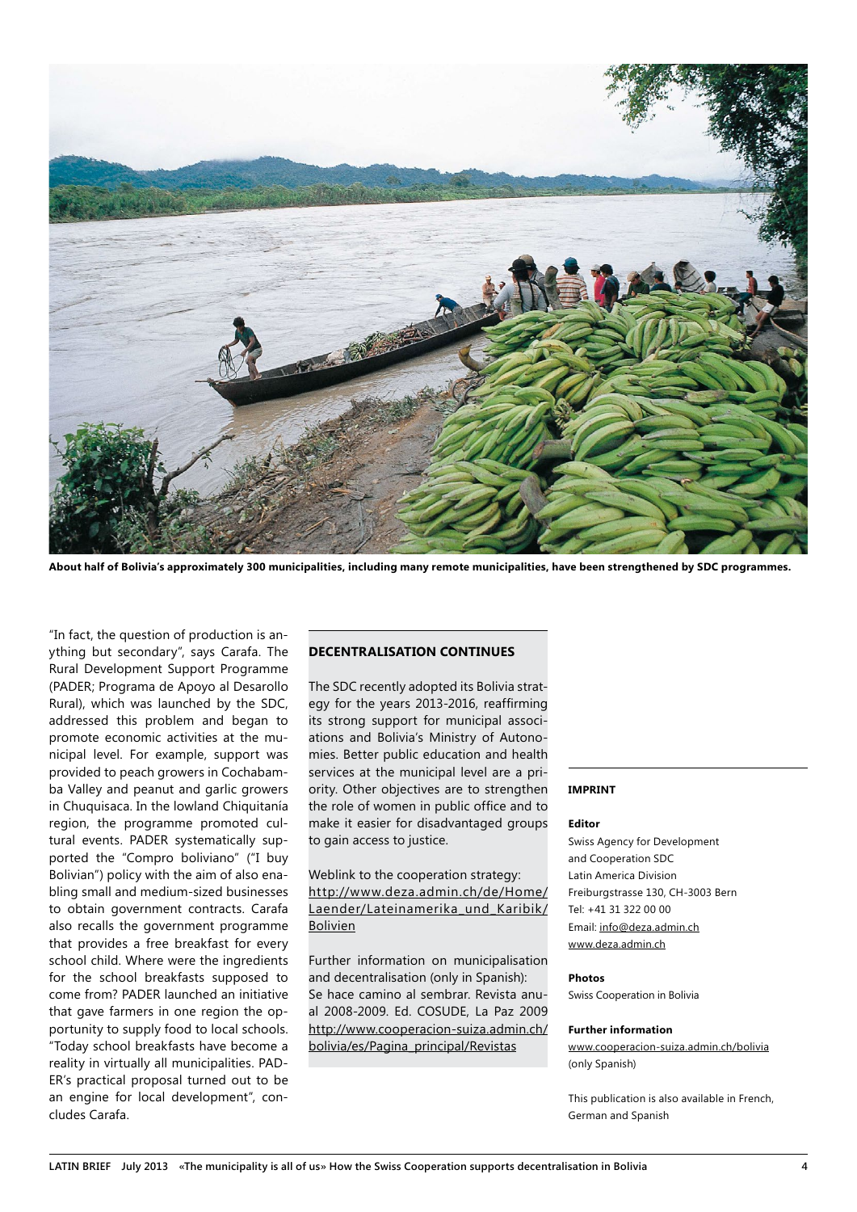About half of Bolivia's approximately 300 municipalities, including many remote municipalities, have been strengthened by SDC programmes.

"In fact, the question of production is anything but secondary", says Carafa. The Rural Development Support Programme (PADER; Programa de Apoyo al Desarollo Rural), which was launched by the SDC, addressed this problem and began to promote economic activities at the municipal level. For example, support was provided to peach growers in Cochabamba Valley and peanut and garlic growers in Chuquisaca. In the lowland Chiquitanía region, the programme promoted cultural events. PADER systematically supported the "Compro boliviano" ("I buy Bolivian") policy with the aim of also enabling small and medium-sized businesses to obtain government contracts. Carafa also recalls the government programme that provides a free breakfast for every school child. Where were the ingredients for the school breakfasts supposed to come from? PADER launched an initiative that gave farmers in one region the opportunity to supply food to local schools. "Today school breakfasts have become a reality in virtually all municipalities. PADER's practical proposal turned out to be an engine for local development", concludes Carafa.

## DECENTRALISATION CONTINUES

The SDC recently adopted its Bolivia strategy for the years 2013-2016, reaffirming its strong support for municipal associations and Bolivia's Ministry of Autonomies. Better public education and health services at the municipal level are a priority. Other objectives are to strengthen the role of women in public office and to make it easier for disadvantaged groups to gain access to justice.

Weblink to the cooperation strategy:
http://www.deza.admin.ch/de/Home/Laender/Lateinamerika_und_Karibik/Bolivien

Further information on municipalisation and decentralisation (only in Spanish):
Se hace camino al sembrar. Revista anual 2008-2009. Ed. COSUDE, La Paz 2009
http://www.cooperacion-suiza.admin.ch/bolivia/es/Pagina_principal/Revistas

### IMPRINT

**Editor**
Swiss Agency for Development and Cooperation SDC
Latin America Division
Freiburgstrasse 130, CH-3003 Bern
Tel: +41 31 322 00 00
Email: info@deza.admin.ch
www.deza.admin.ch

**Photos**
Swiss Cooperation in Bolivia

**Further information**
www.cooperacion-suiza.admin.ch/bolivia
(only Spanish)

This publication is also available in French, German and Spanish